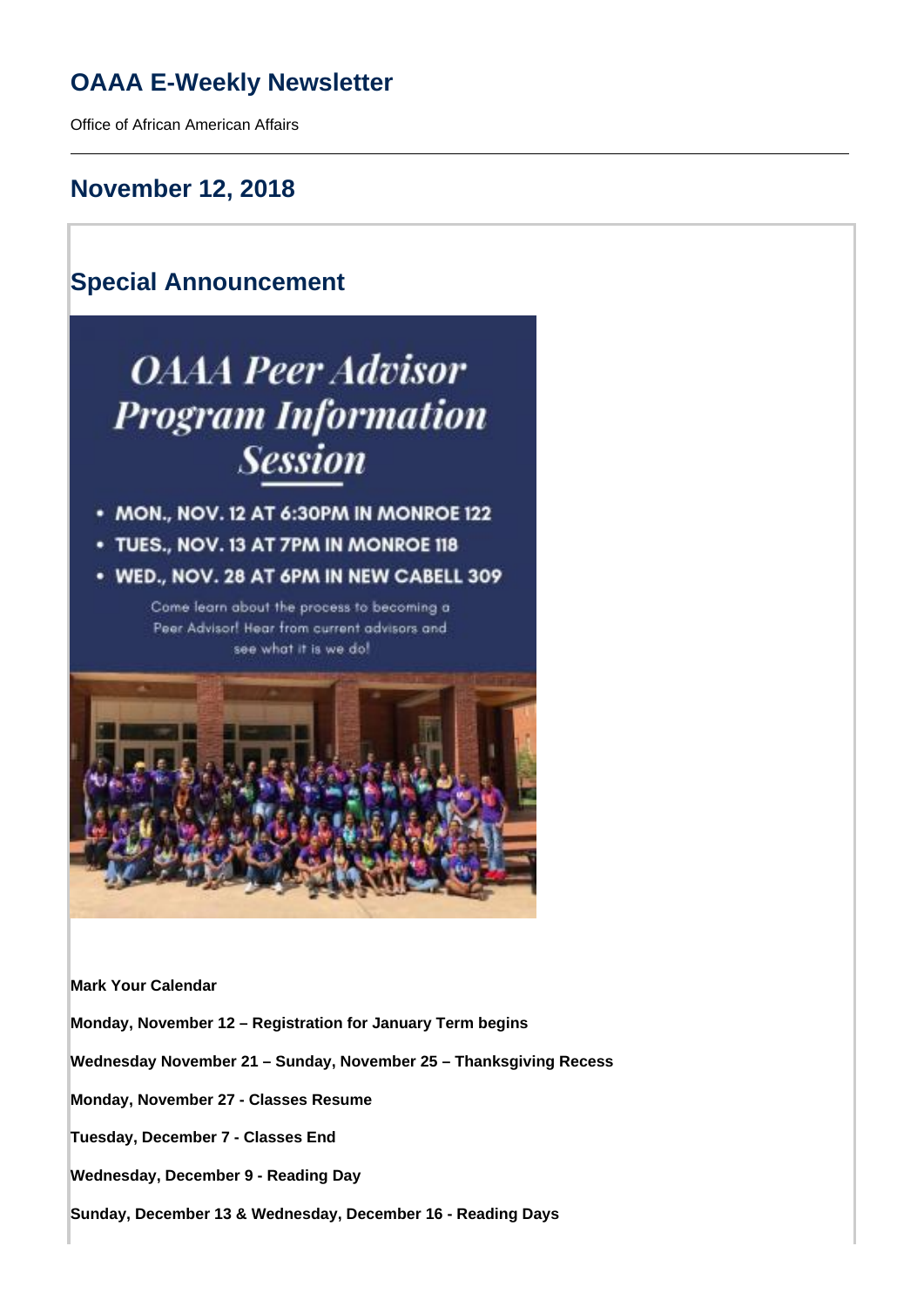# OAAA E-Weekly Newsletter

Office of African American Affairs

## November 12, 2018

## Special Announcement

**OAAA Peer Advisor Program Information Session**

- MON., NOV. 12 AT 6:30PM IN MONROE 122
- TUES., NOV. 13 AT 7PM IN MONROE 118
- WED., NOV. 28 AT 6PM IN NEW CABELL 309

Come learn about the process to becoming a Peer Advisor! Hear from current advisors and see what it is we do!

**Mark Your Calendar**

**Monday, November 12 – Registration for January Term begins**

**Wednesday November 21 – Sunday, November 25 – Thanksgiving Recess**

**Monday, November 27 - Classes Resume**

**Tuesday, December 7 - Classes End**

**Wednesday, December 9 - Reading Day**

**Sunday, December 13 & Wednesday, December 16 - Reading Days**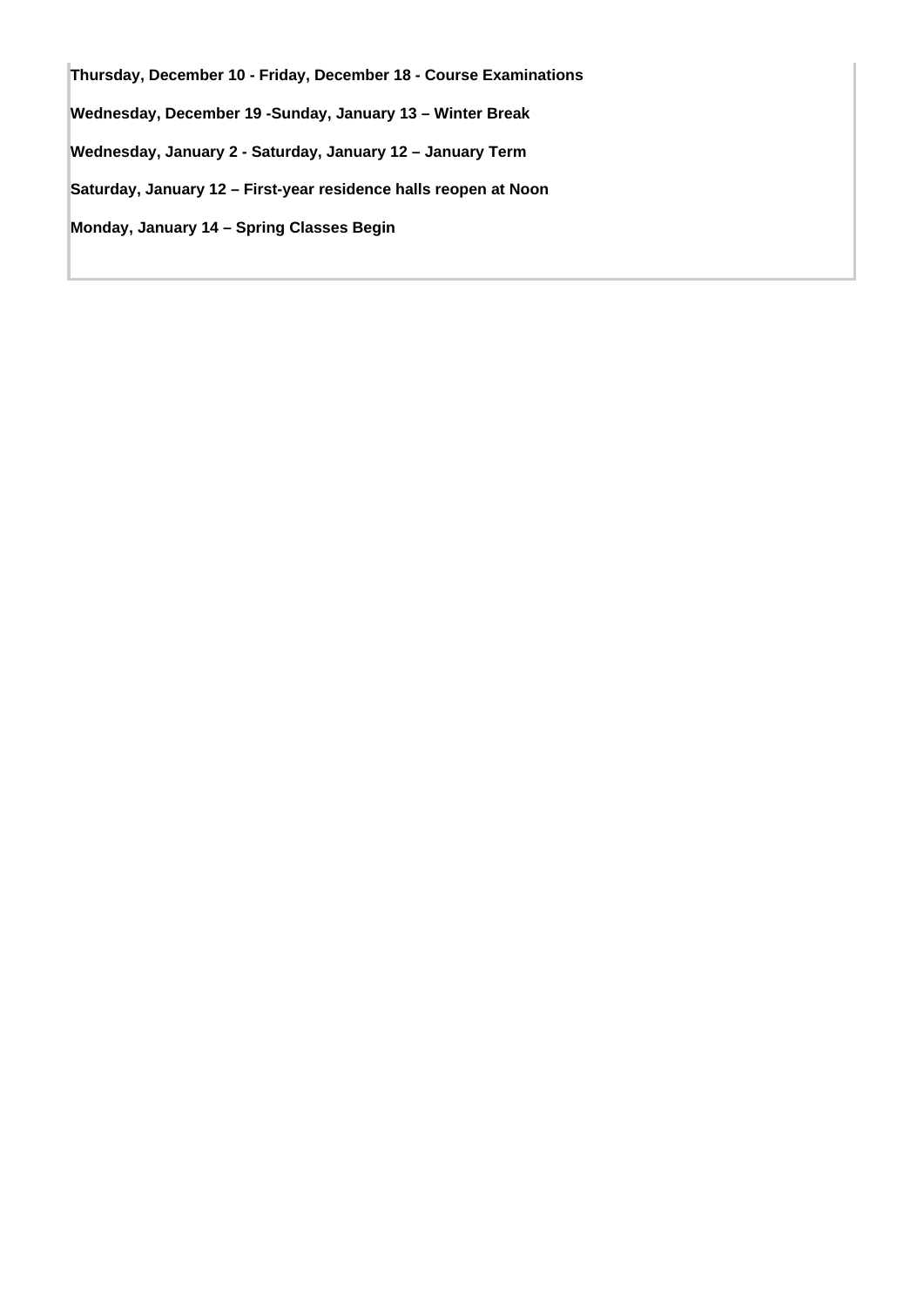**Thursday, December 10 - Friday, December 18 - Course Examinations**

**Wednesday, December 19 -Sunday, January 13 – Winter Break**

**Wednesday, January 2 - Saturday, January 12 – January Term**

**Saturday, January 12 – First-year residence halls reopen at Noon**

**Monday, January 14 – Spring Classes Begin**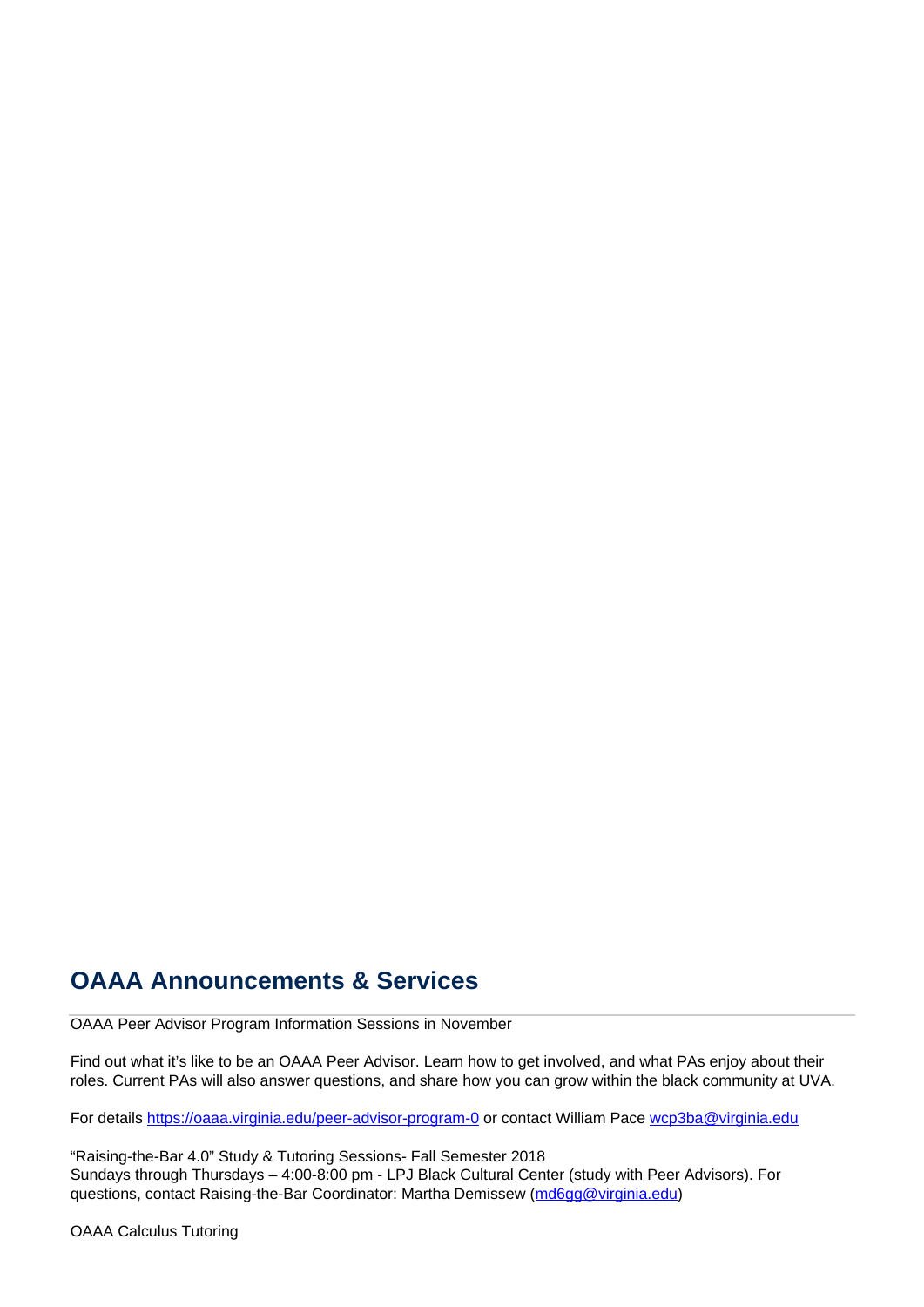## OAAA Announcements & Services

OAAA Peer Advisor Program Information Sessions in November

Find out what it's like to be an OAAA Peer Advisor. Learn how to get involved, and what PAs enjoy about their roles. Current PAs will also answer questions, and share how you can grow within the black community at UVA.

For details https://oaaa.virginia.edu/peer-advisor-program-0 or contact William Pace wcp3ba@virginia.edu

"Raising-the-Bar 4.0" Study & Tutoring Sessions- Fall Semester 2018
Sundays through Thursdays – 4:00-8:00 pm - LPJ Black Cultural Center (study with Peer Advisors). For questions, contact Raising-the-Bar Coordinator: Martha Demissew (md6gg@virginia.edu)

OAAA Calculus Tutoring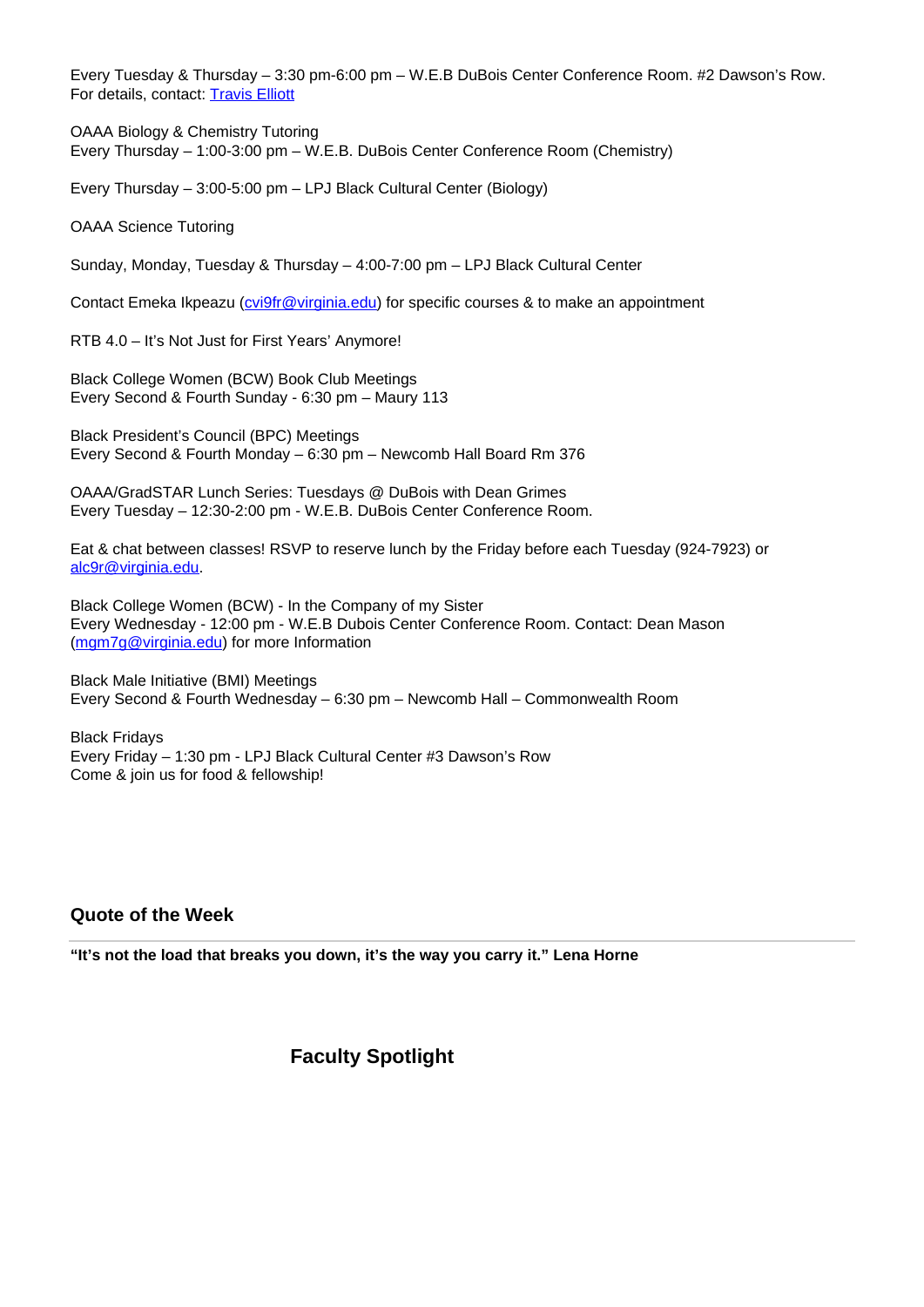Every Tuesday & Thursday – 3:30 pm-6:00 pm – W.E.B DuBois Center Conference Room. #2 Dawson's Row. For details, contact: [Travis Elliott]

OAAA Biology & Chemistry Tutoring
Every Thursday – 1:00-3:00 pm – W.E.B. DuBois Center Conference Room (Chemistry)

Every Thursday – 3:00-5:00 pm – LPJ Black Cultural Center (Biology)

OAAA Science Tutoring

Sunday, Monday, Tuesday & Thursday – 4:00-7:00 pm – LPJ Black Cultural Center

Contact Emeka Ikpeazu (cvi9fr@virginia.edu) for specific courses & to make an appointment

RTB 4.0 – It's Not Just for First Years' Anymore!

Black College Women (BCW) Book Club Meetings
Every Second & Fourth Sunday - 6:30 pm – Maury 113

Black President's Council (BPC) Meetings
Every Second & Fourth Monday – 6:30 pm – Newcomb Hall Board Rm 376

OAAA/GradSTAR Lunch Series: Tuesdays @ DuBois with Dean Grimes
Every Tuesday – 12:30-2:00 pm - W.E.B. DuBois Center Conference Room.

Eat & chat between classes! RSVP to reserve lunch by the Friday before each Tuesday (924-7923) or alc9r@virginia.edu.

Black College Women (BCW) - In the Company of my Sister
Every Wednesday - 12:00 pm - W.E.B Dubois Center Conference Room. Contact: Dean Mason (mgm7g@virginia.edu) for more Information

Black Male Initiative (BMI) Meetings
Every Second & Fourth Wednesday – 6:30 pm – Newcomb Hall – Commonwealth Room

Black Fridays
Every Friday – 1:30 pm - LPJ Black Cultural Center #3 Dawson's Row
Come & join us for food & fellowship!

### Quote of the Week

---

**"It's not the load that breaks you down, it's the way you carry it." Lena Horne**

### Faculty Spotlight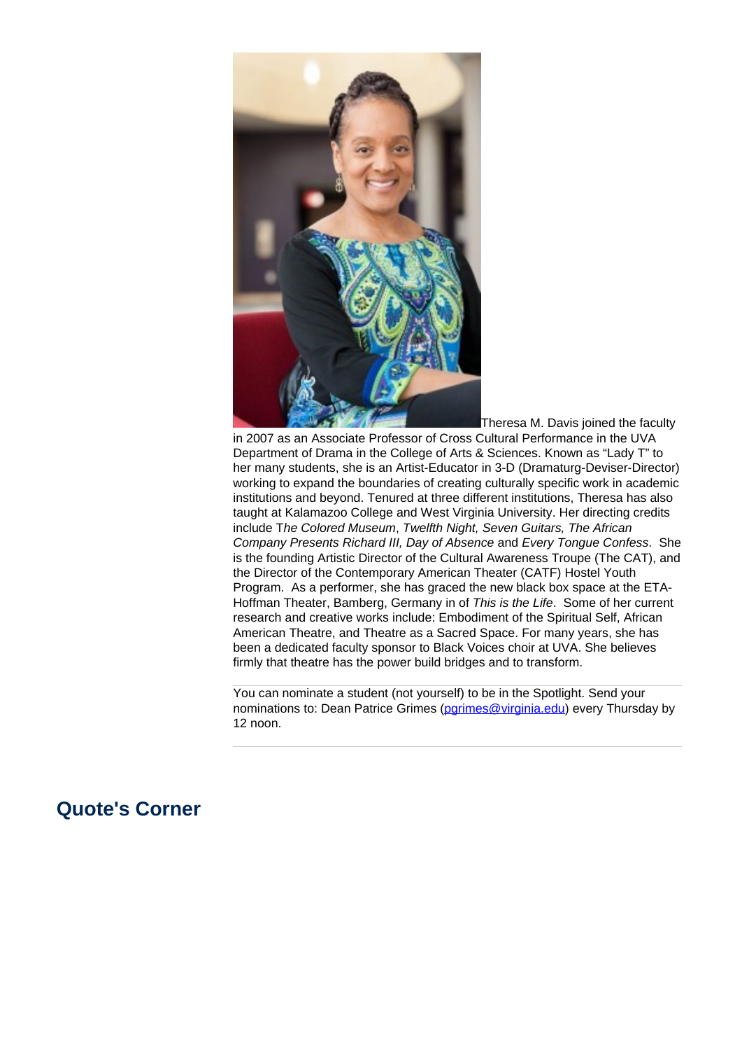Theresa M. Davis joined the faculty in 2007 as an Associate Professor of Cross Cultural Performance in the UVA Department of Drama in the College of Arts & Sciences. Known as “Lady T” to her many students, she is an Artist-Educator in 3-D (Dramaturg-Deviser-Director) working to expand the boundaries of creating culturally specific work in academic institutions and beyond. Tenured at three different institutions, Theresa has also taught at Kalamazoo College and West Virginia University. Her directing credits include T*he Colored Museum*, *Twelfth Night, Seven Guitars, The African Company Presents Richard III, Day of Absence* and *Every Tongue Confess*. She is the founding Artistic Director of the Cultural Awareness Troupe (The CAT), and the Director of the Contemporary American Theater (CATF) Hostel Youth Program. As a performer, she has graced the new black box space at the ETA-Hoffman Theater, Bamberg, Germany in of *This is the Life*. Some of her current research and creative works include: Embodiment of the Spiritual Self, African American Theatre, and Theatre as a Sacred Space. For many years, she has been a dedicated faculty sponsor to Black Voices choir at UVA. She believes firmly that theatre has the power build bridges and to transform.

---

You can nominate a student (not yourself) to be in the Spotlight. Send your nominations to: Dean Patrice Grimes (pgrimes@virginia.edu) every Thursday by 12 noon.

---

## Quote's Corner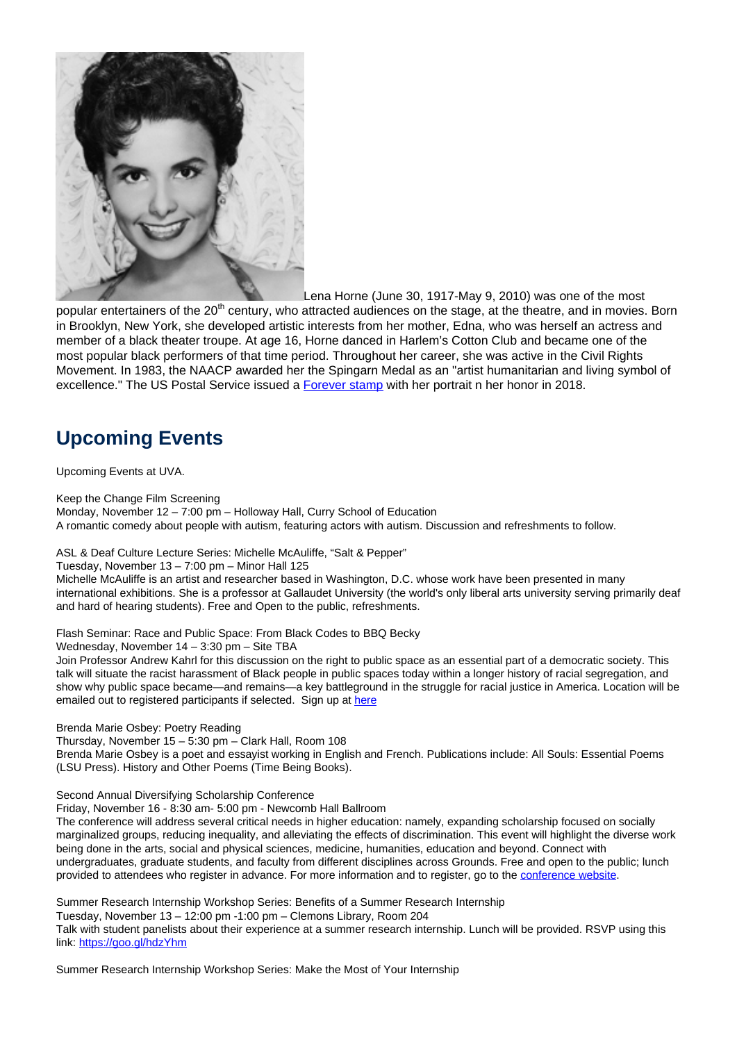Lena Horne (June 30, 1917-May 9, 2010) was one of the most popular entertainers of the 20th century, who attracted audiences on the stage, at the theatre, and in movies. Born in Brooklyn, New York, she developed artistic interests from her mother, Edna, who was herself an actress and member of a black theater troupe. At age 16, Horne danced in Harlem's Cotton Club and became one of the most popular black performers of that time period. Throughout her career, she was active in the Civil Rights Movement. In 1983, the NAACP awarded her the Spingarn Medal as an "artist humanitarian and living symbol of excellence." The US Postal Service issued a Forever stamp with her portrait n her honor in 2018.

## Upcoming Events

Upcoming Events at UVA.

Keep the Change Film Screening
Monday, November 12 – 7:00 pm – Holloway Hall, Curry School of Education
A romantic comedy about people with autism, featuring actors with autism. Discussion and refreshments to follow.

ASL & Deaf Culture Lecture Series: Michelle McAuliffe, "Salt & Pepper"
Tuesday, November 13 – 7:00 pm – Minor Hall 125
Michelle McAuliffe is an artist and researcher based in Washington, D.C. whose work have been presented in many international exhibitions. She is a professor at Gallaudet University (the world's only liberal arts university serving primarily deaf and hard of hearing students). Free and Open to the public, refreshments.

Flash Seminar: Race and Public Space: From Black Codes to BBQ Becky
Wednesday, November 14 – 3:30 pm – Site TBA
Join Professor Andrew Kahrl for this discussion on the right to public space as an essential part of a democratic society. This talk will situate the racist harassment of Black people in public spaces today within a longer history of racial segregation, and show why public space became—and remains—a key battleground in the struggle for racial justice in America. Location will be emailed out to registered participants if selected. Sign up at here

Brenda Marie Osbey: Poetry Reading
Thursday, November 15 – 5:30 pm – Clark Hall, Room 108
Brenda Marie Osbey is a poet and essayist working in English and French. Publications include: All Souls: Essential Poems (LSU Press). History and Other Poems (Time Being Books).

Second Annual Diversifying Scholarship Conference
Friday, November 16 - 8:30 am- 5:00 pm - Newcomb Hall Ballroom
The conference will address several critical needs in higher education: namely, expanding scholarship focused on socially marginalized groups, reducing inequality, and alleviating the effects of discrimination. This event will highlight the diverse work being done in the arts, social and physical sciences, medicine, humanities, education and beyond. Connect with undergraduates, graduate students, and faculty from different disciplines across Grounds. Free and open to the public; lunch provided to attendees who register in advance. For more information and to register, go to the conference website.

Summer Research Internship Workshop Series: Benefits of a Summer Research Internship
Tuesday, November 13 – 12:00 pm -1:00 pm – Clemons Library, Room 204
Talk with student panelists about their experience at a summer research internship. Lunch will be provided. RSVP using this link: https://goo.gl/hdzYhm

Summer Research Internship Workshop Series: Make the Most of Your Internship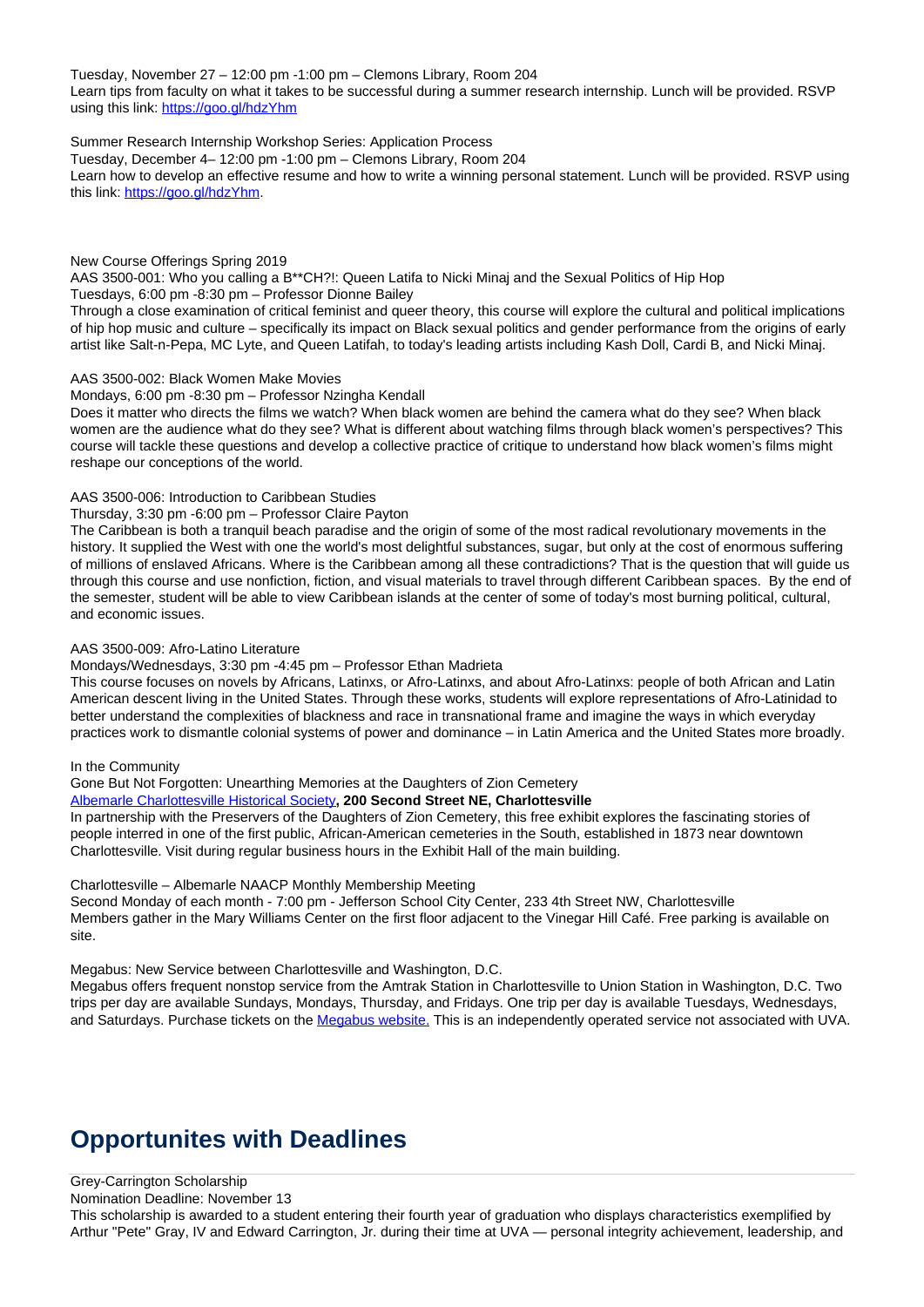Tuesday, November 27 – 12:00 pm -1:00 pm – Clemons Library, Room 204
Learn tips from faculty on what it takes to be successful during a summer research internship. Lunch will be provided. RSVP using this link: [https://goo.gl/hdzYhm](https://goo.gl/hdzYhm)

Summer Research Internship Workshop Series: Application Process
Tuesday, December 4– 12:00 pm -1:00 pm – Clemons Library, Room 204
Learn how to develop an effective resume and how to write a winning personal statement. Lunch will be provided. RSVP using this link: [https://goo.gl/hdzYhm](https://goo.gl/hdzYhm).

New Course Offerings Spring 2019
AAS 3500-001: Who you calling a B**CH?!: Queen Latifa to Nicki Minaj and the Sexual Politics of Hip Hop
Tuesdays, 6:00 pm -8:30 pm – Professor Dionne Bailey
Through a close examination of critical feminist and queer theory, this course will explore the cultural and political implications of hip hop music and culture – specifically its impact on Black sexual politics and gender performance from the origins of early artist like Salt-n-Pepa, MC Lyte, and Queen Latifah, to today's leading artists including Kash Doll, Cardi B, and Nicki Minaj.

AAS 3500-002: Black Women Make Movies
Mondays, 6:00 pm -8:30 pm – Professor Nzingha Kendall
Does it matter who directs the films we watch? When black women are behind the camera what do they see? When black women are the audience what do they see? What is different about watching films through black women's perspectives? This course will tackle these questions and develop a collective practice of critique to understand how black women's films might reshape our conceptions of the world.

AAS 3500-006: Introduction to Caribbean Studies
Thursday, 3:30 pm -6:00 pm – Professor Claire Payton
The Caribbean is both a tranquil beach paradise and the origin of some of the most radical revolutionary movements in the history. It supplied the West with one the world's most delightful substances, sugar, but only at the cost of enormous suffering of millions of enslaved Africans. Where is the Caribbean among all these contradictions? That is the question that will guide us through this course and use nonfiction, fiction, and visual materials to travel through different Caribbean spaces. By the end of the semester, student will be able to view Caribbean islands at the center of some of today's most burning political, cultural, and economic issues.

AAS 3500-009: Afro-Latino Literature
Mondays/Wednesdays, 3:30 pm -4:45 pm – Professor Ethan Madrieta
This course focuses on novels by Africans, Latinxs, or Afro-Latinxs, and about Afro-Latinxs: people of both African and Latin American descent living in the United States. Through these works, students will explore representations of Afro-Latinidad to better understand the complexities of blackness and race in transnational frame and imagine the ways in which everyday practices work to dismantle colonial systems of power and dominance – in Latin America and the United States more broadly.

In the Community
Gone But Not Forgotten: Unearthing Memories at the Daughters of Zion Cemetery
Albemarle Charlottesville Historical Society**, 200 Second Street NE, Charlottesville**
In partnership with the Preservers of the Daughters of Zion Cemetery, this free exhibit explores the fascinating stories of people interred in one of the first public, African-American cemeteries in the South, established in 1873 near downtown Charlottesville. Visit during regular business hours in the Exhibit Hall of the main building.

Charlottesville – Albemarle NAACP Monthly Membership Meeting
Second Monday of each month - 7:00 pm - Jefferson School City Center, 233 4th Street NW, Charlottesville
Members gather in the Mary Williams Center on the first floor adjacent to the Vinegar Hill Café. Free parking is available on site.

Megabus: New Service between Charlottesville and Washington, D.C.
Megabus offers frequent nonstop service from the Amtrak Station in Charlottesville to Union Station in Washington, D.C. Two trips per day are available Sundays, Mondays, Thursday, and Fridays. One trip per day is available Tuesdays, Wednesdays, and Saturdays. Purchase tickets on the Megabus website. This is an independently operated service not associated with UVA.

## Opportunites with Deadlines

Grey-Carrington Scholarship
Nomination Deadline: November 13
This scholarship is awarded to a student entering their fourth year of graduation who displays characteristics exemplified by Arthur "Pete" Gray, IV and Edward Carrington, Jr. during their time at UVA — personal integrity achievement, leadership, and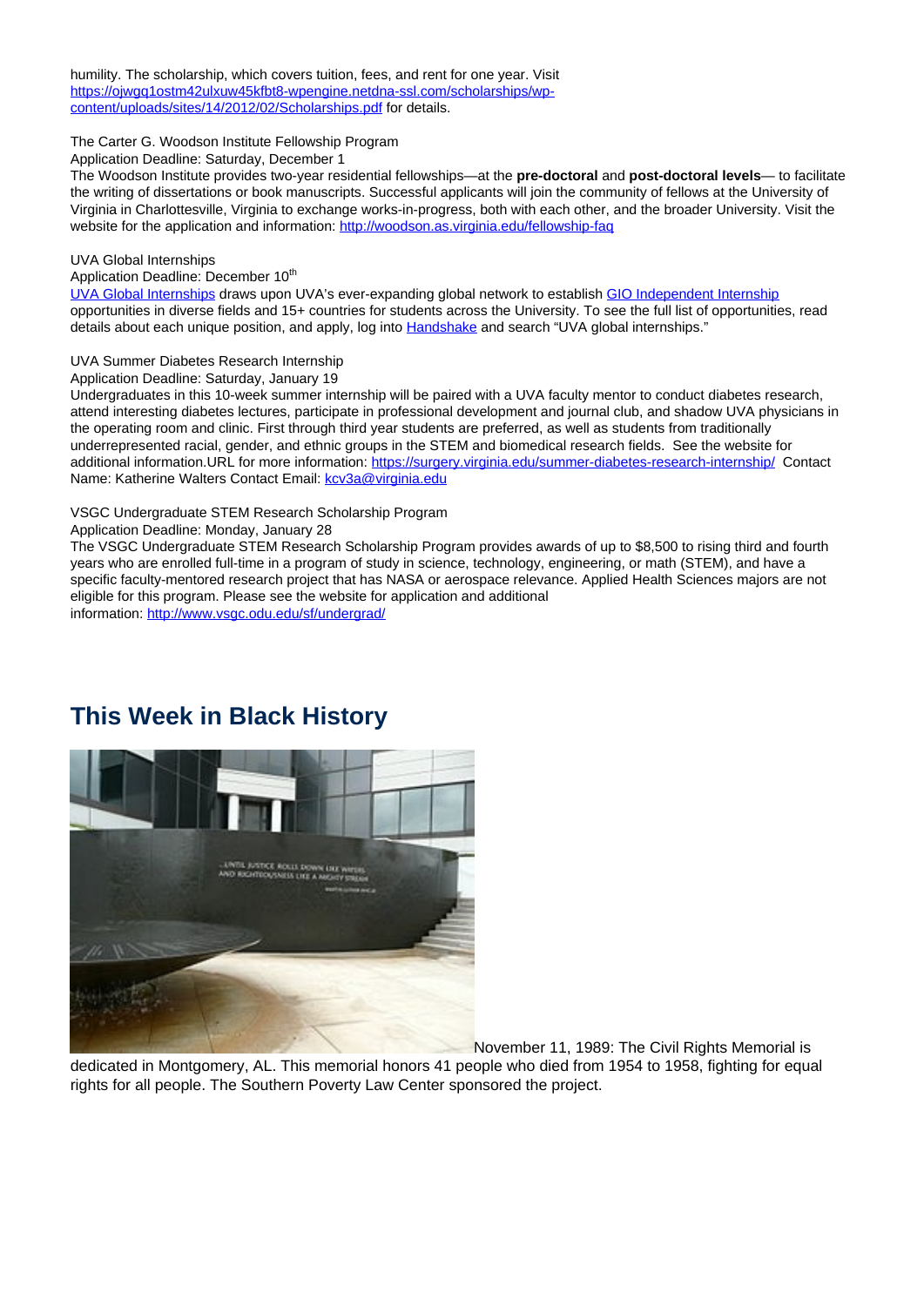humility. The scholarship, which covers tuition, fees, and rent for one year. Visit [https://ojwgq1ostm42ulxuw45kfbt8-wpengine.netdna-ssl.com/scholarships/wp-content/uploads/sites/14/2012/02/Scholarships.pdf](https://ojwgq1ostm42ulxuw45kfbt8-wpengine.netdna-ssl.com/scholarships/wp-content/uploads/sites/14/2012/02/Scholarships.pdf) for details.

The Carter G. Woodson Institute Fellowship Program
Application Deadline: Saturday, December 1
The Woodson Institute provides two-year residential fellowships—at the **pre-doctoral** and **post-doctoral levels**— to facilitate the writing of dissertations or book manuscripts. Successful applicants will join the community of fellows at the University of Virginia in Charlottesville, Virginia to exchange works-in-progress, both with each other, and the broader University. Visit the website for the application and information: [http://woodson.as.virginia.edu/fellowship-faq](http://woodson.as.virginia.edu/fellowship-faq)

UVA Global Internships
Application Deadline: December 10th
[UVA Global Internships](#) draws upon UVA's ever-expanding global network to establish [GIO Independent Internship](#) opportunities in diverse fields and 15+ countries for students across the University. To see the full list of opportunities, read details about each unique position, and apply, log into [Handshake](#) and search "UVA global internships."

UVA Summer Diabetes Research Internship
Application Deadline: Saturday, January 19
Undergraduates in this 10-week summer internship will be paired with a UVA faculty mentor to conduct diabetes research, attend interesting diabetes lectures, participate in professional development and journal club, and shadow UVA physicians in the operating room and clinic. First through third year students are preferred, as well as students from traditionally underrepresented racial, gender, and ethnic groups in the STEM and biomedical research fields. See the website for additional information.URL for more information: [https://surgery.virginia.edu/summer-diabetes-research-internship/](https://surgery.virginia.edu/summer-diabetes-research-internship/) Contact Name: Katherine Walters Contact Email: [kcv3a@virginia.edu](mailto:kcv3a@virginia.edu)

VSGC Undergraduate STEM Research Scholarship Program
Application Deadline: Monday, January 28
The VSGC Undergraduate STEM Research Scholarship Program provides awards of up to $8,500 to rising third and fourth years who are enrolled full-time in a program of study in science, technology, engineering, or math (STEM), and have a specific faculty-mentored research project that has NASA or aerospace relevance. Applied Health Sciences majors are not eligible for this program. Please see the website for application and additional information: [http://www.vsgc.odu.edu/sf/undergrad/](http://www.vsgc.odu.edu/sf/undergrad/)

## This Week in Black History

November 11, 1989: The Civil Rights Memorial is dedicated in Montgomery, AL. This memorial honors 41 people who died from 1954 to 1958, fighting for equal rights for all people. The Southern Poverty Law Center sponsored the project.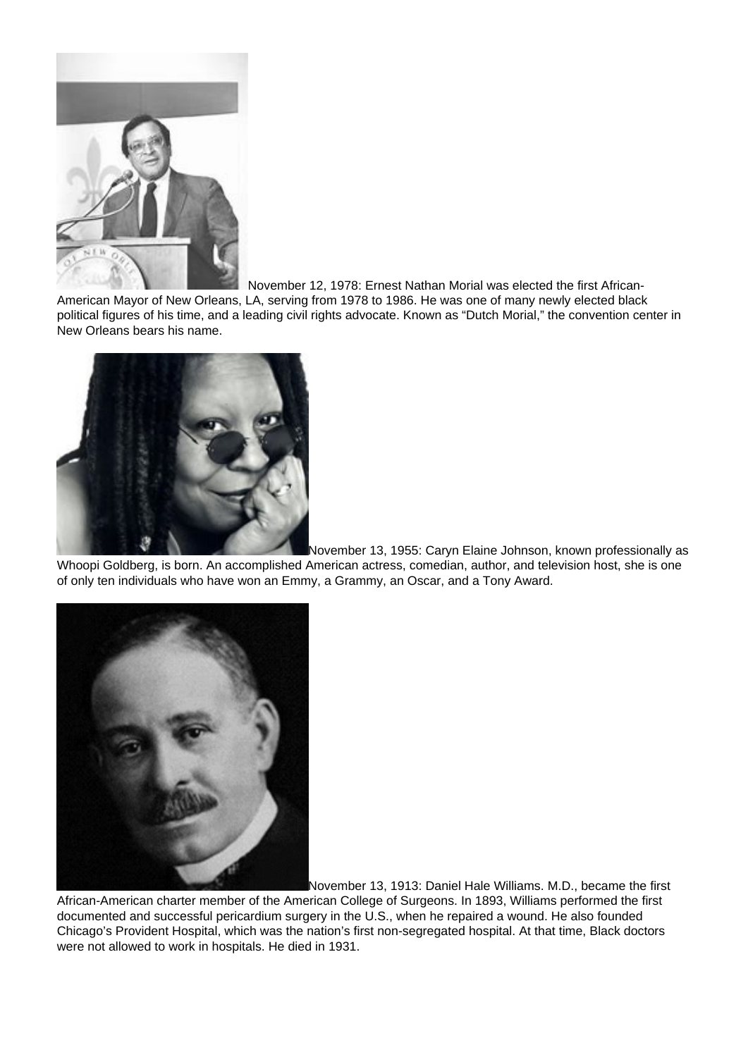November 12, 1978: Ernest Nathan Morial was elected the first African-American Mayor of New Orleans, LA, serving from 1978 to 1986. He was one of many newly elected black political figures of his time, and a leading civil rights advocate. Known as “Dutch Morial,” the convention center in New Orleans bears his name.

November 13, 1955: Caryn Elaine Johnson, known professionally as Whoopi Goldberg, is born. An accomplished American actress, comedian, author, and television host, she is one of only ten individuals who have won an Emmy, a Grammy, an Oscar, and a Tony Award.

November 13, 1913: Daniel Hale Williams. M.D., became the first African-American charter member of the American College of Surgeons. In 1893, Williams performed the first documented and successful pericardium surgery in the U.S., when he repaired a wound. He also founded Chicago’s Provident Hospital, which was the nation’s first non-segregated hospital. At that time, Black doctors were not allowed to work in hospitals. He died in 1931.